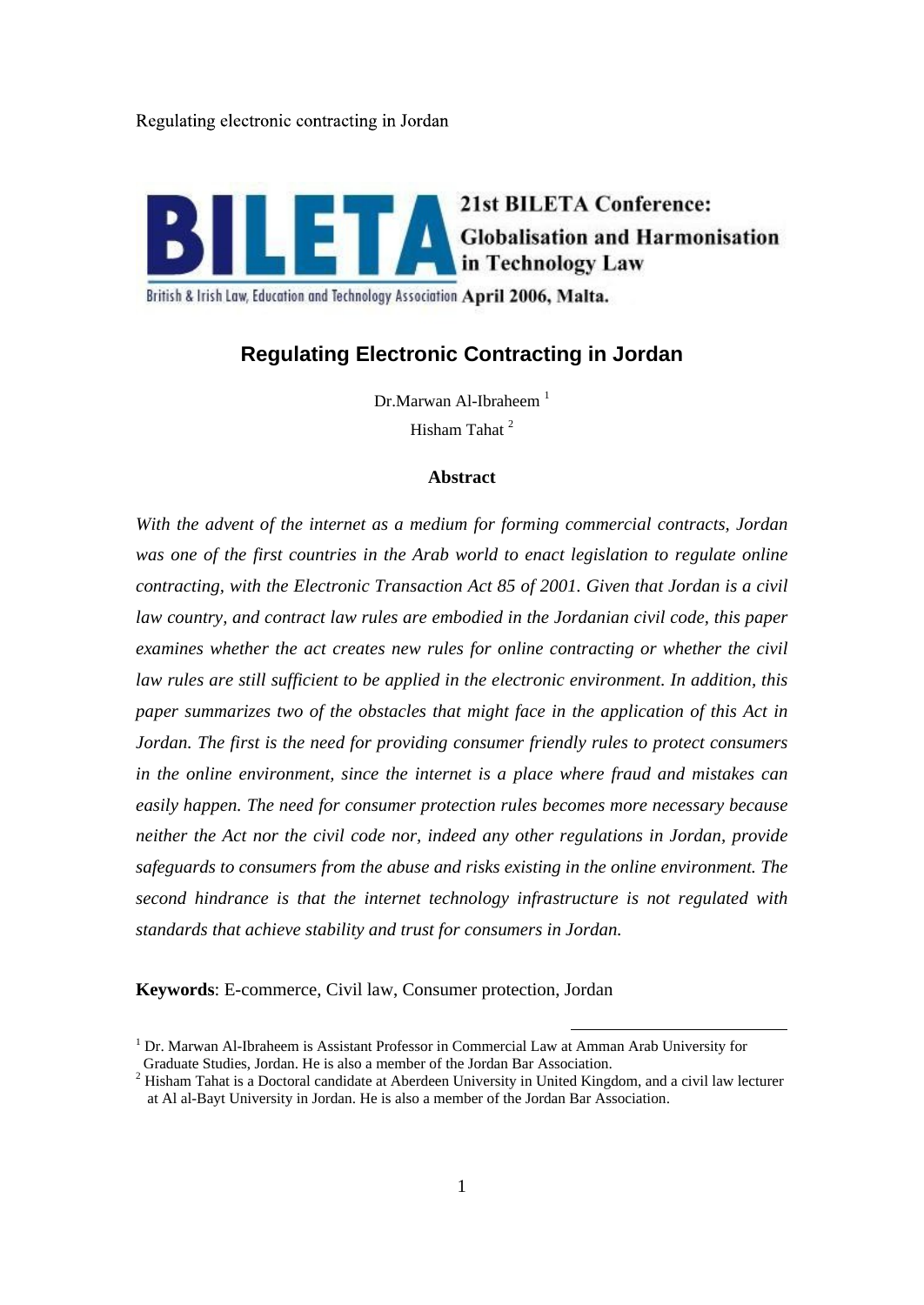21st BILETA Conference: Globalisation and Harmonisation in Technology Law

British & Irish Law, Education and Technology Association April 2006, Malta.

# Regulating Electronic Contracting in Jordan

Dr.Marwan Al-Ibraheem [1]

Hisham Tahat [2]

## Abstract

*With the advent of the internet as a medium for forming commercial contracts, Jordan was one of the first countries in the Arab world to enact legislation to regulate online contracting, with the Electronic Transaction Act 85 of 2001. Given that Jordan is a civil law country, and contract law rules are embodied in the Jordanian civil code, this paper examines whether the act creates new rules for online contracting or whether the civil law rules are still sufficient to be applied in the electronic environment. In addition, this paper summarizes two of the obstacles that might face in the application of this Act in Jordan. The first is the need for providing consumer friendly rules to protect consumers in the online environment, since the internet is a place where fraud and mistakes can easily happen. The need for consumer protection rules becomes more necessary because neither the Act nor the civil code nor, indeed any other regulations in Jordan, provide safeguards to consumers from the abuse and risks existing in the online environment. The second hindrance is that the internet technology infrastructure is not regulated with standards that achieve stability and trust for consumers in Jordan.*

**Keywords**: E-commerce, Civil law, Consumer protection, Jordan

---

[1] Dr. Marwan Al-Ibraheem is Assistant Professor in Commercial Law at Amman Arab University for Graduate Studies, Jordan. He is also a member of the Jordan Bar Association.

[2] Hisham Tahat is a Doctoral candidate at Aberdeen University in United Kingdom, and a civil law lecturer at Al al-Bayt University in Jordan. He is also a member of the Jordan Bar Association.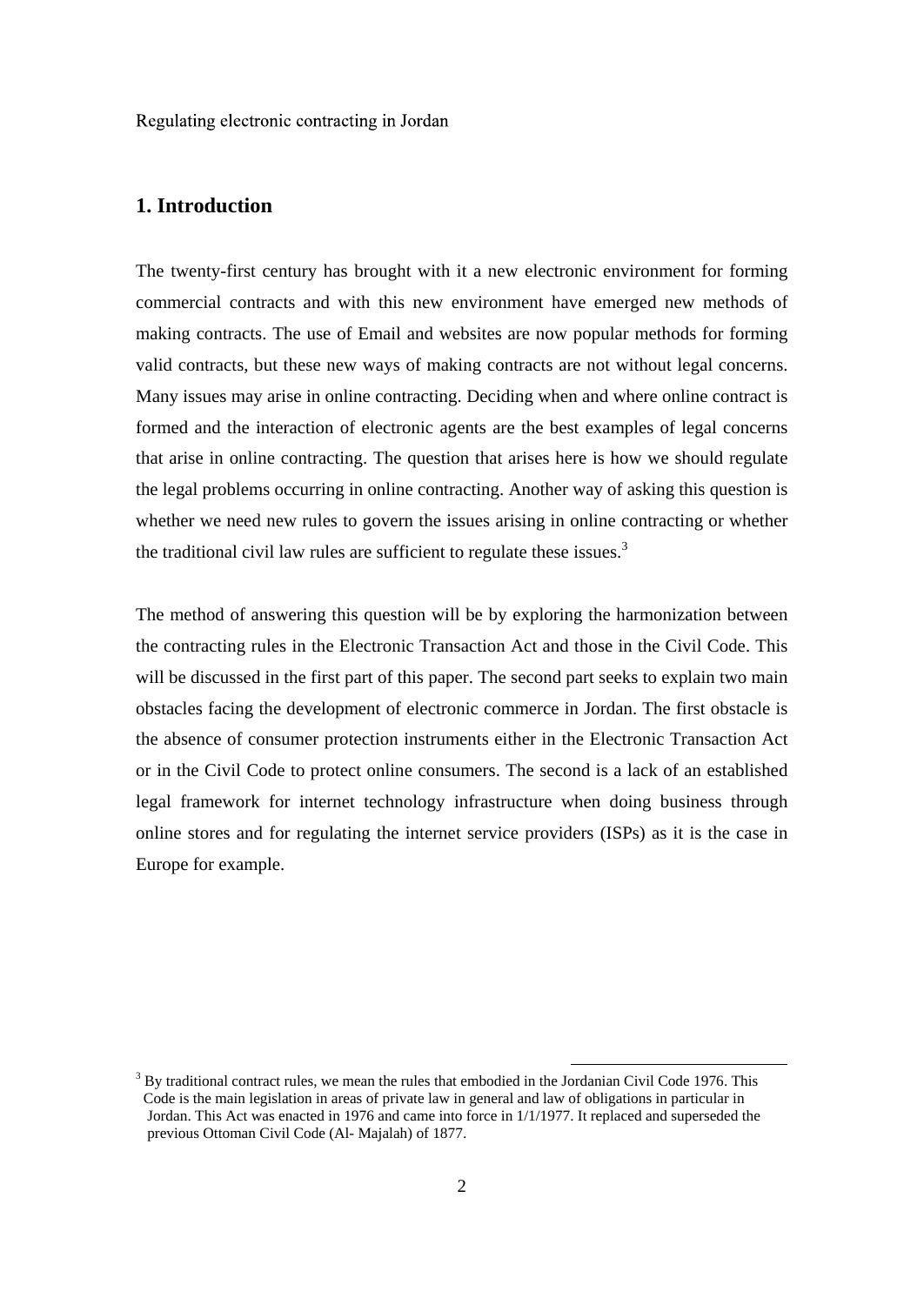Regulating electronic contracting in Jordan

## 1. Introduction

The twenty-first century has brought with it a new electronic environment for forming commercial contracts and with this new environment have emerged new methods of making contracts. The use of Email and websites are now popular methods for forming valid contracts, but these new ways of making contracts are not without legal concerns. Many issues may arise in online contracting. Deciding when and where online contract is formed and the interaction of electronic agents are the best examples of legal concerns that arise in online contracting. The question that arises here is how we should regulate the legal problems occurring in online contracting. Another way of asking this question is whether we need new rules to govern the issues arising in online contracting or whether the traditional civil law rules are sufficient to regulate these issues.[3]

The method of answering this question will be by exploring the harmonization between the contracting rules in the Electronic Transaction Act and those in the Civil Code. This will be discussed in the first part of this paper. The second part seeks to explain two main obstacles facing the development of electronic commerce in Jordan. The first obstacle is the absence of consumer protection instruments either in the Electronic Transaction Act or in the Civil Code to protect online consumers. The second is a lack of an established legal framework for internet technology infrastructure when doing business through online stores and for regulating the internet service providers (ISPs) as it is the case in Europe for example.

[3] By traditional contract rules, we mean the rules that embodied in the Jordanian Civil Code 1976. This Code is the main legislation in areas of private law in general and law of obligations in particular in Jordan. This Act was enacted in 1976 and came into force in 1/1/1977. It replaced and superseded the previous Ottoman Civil Code (Al- Majalah) of 1877.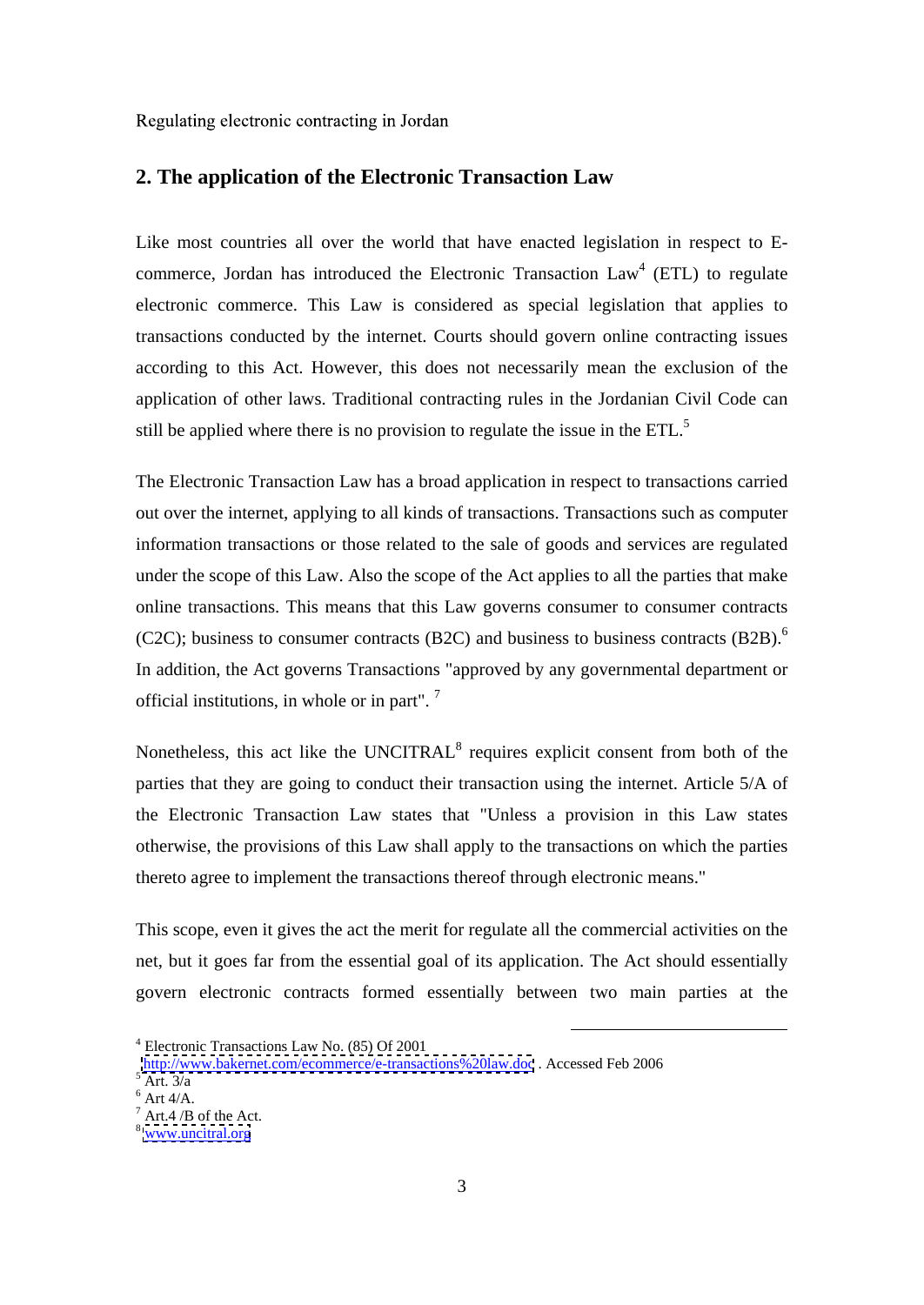## 2. The application of the Electronic Transaction Law

Like most countries all over the world that have enacted legislation in respect to E-commerce, Jordan has introduced the Electronic Transaction Law[4] (ETL) to regulate electronic commerce. This Law is considered as special legislation that applies to transactions conducted by the internet. Courts should govern online contracting issues according to this Act. However, this does not necessarily mean the exclusion of the application of other laws. Traditional contracting rules in the Jordanian Civil Code can still be applied where there is no provision to regulate the issue in the ETL.[5]

The Electronic Transaction Law has a broad application in respect to transactions carried out over the internet, applying to all kinds of transactions. Transactions such as computer information transactions or those related to the sale of goods and services are regulated under the scope of this Law. Also the scope of the Act applies to all the parties that make online transactions. This means that this Law governs consumer to consumer contracts (C2C); business to consumer contracts (B2C) and business to business contracts (B2B).[6] In addition, the Act governs Transactions "approved by any governmental department or official institutions, in whole or in part". [7]

Nonetheless, this act like the UNCITRAL[8] requires explicit consent from both of the parties that they are going to conduct their transaction using the internet. Article 5/A of the Electronic Transaction Law states that "Unless a provision in this Law states otherwise, the provisions of this Law shall apply to the transactions on which the parties thereto agree to implement the transactions thereof through electronic means."

This scope, even it gives the act the merit for regulate all the commercial activities on the net, but it goes far from the essential goal of its application. The Act should essentially govern electronic contracts formed essentially between two main parties at the

---

[4] Electronic Transactions Law No. (85) Of 2001 http://www.bakernet.com/ecommerce/e-transactions%20law.doc . Accessed Feb 2006
[5] Art. 3/a
[6] Art 4/A.
[7] Art.4 /B of the Act.
[8] www.uncitral.org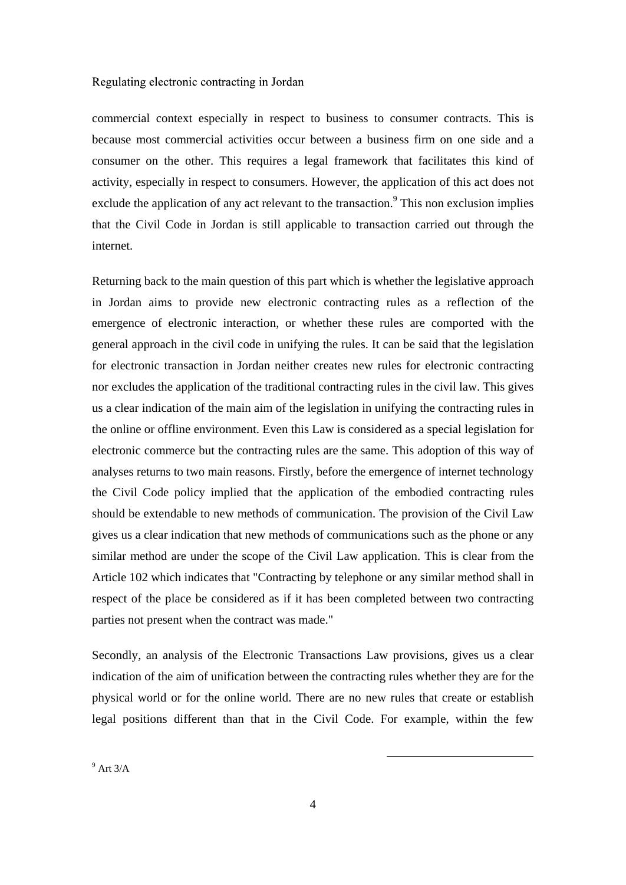commercial context especially in respect to business to consumer contracts. This is because most commercial activities occur between a business firm on one side and a consumer on the other. This requires a legal framework that facilitates this kind of activity, especially in respect to consumers. However, the application of this act does not exclude the application of any act relevant to the transaction.[9] This non exclusion implies that the Civil Code in Jordan is still applicable to transaction carried out through the internet.

Returning back to the main question of this part which is whether the legislative approach in Jordan aims to provide new electronic contracting rules as a reflection of the emergence of electronic interaction, or whether these rules are comported with the general approach in the civil code in unifying the rules. It can be said that the legislation for electronic transaction in Jordan neither creates new rules for electronic contracting nor excludes the application of the traditional contracting rules in the civil law. This gives us a clear indication of the main aim of the legislation in unifying the contracting rules in the online or offline environment. Even this Law is considered as a special legislation for electronic commerce but the contracting rules are the same. This adoption of this way of analyses returns to two main reasons. Firstly, before the emergence of internet technology the Civil Code policy implied that the application of the embodied contracting rules should be extendable to new methods of communication. The provision of the Civil Law gives us a clear indication that new methods of communications such as the phone or any similar method are under the scope of the Civil Law application. This is clear from the Article 102 which indicates that "Contracting by telephone or any similar method shall in respect of the place be considered as if it has been completed between two contracting parties not present when the contract was made."

Secondly, an analysis of the Electronic Transactions Law provisions, gives us a clear indication of the aim of unification between the contracting rules whether they are for the physical world or for the online world. There are no new rules that create or establish legal positions different than that in the Civil Code. For example, within the few

[9] Art 3/A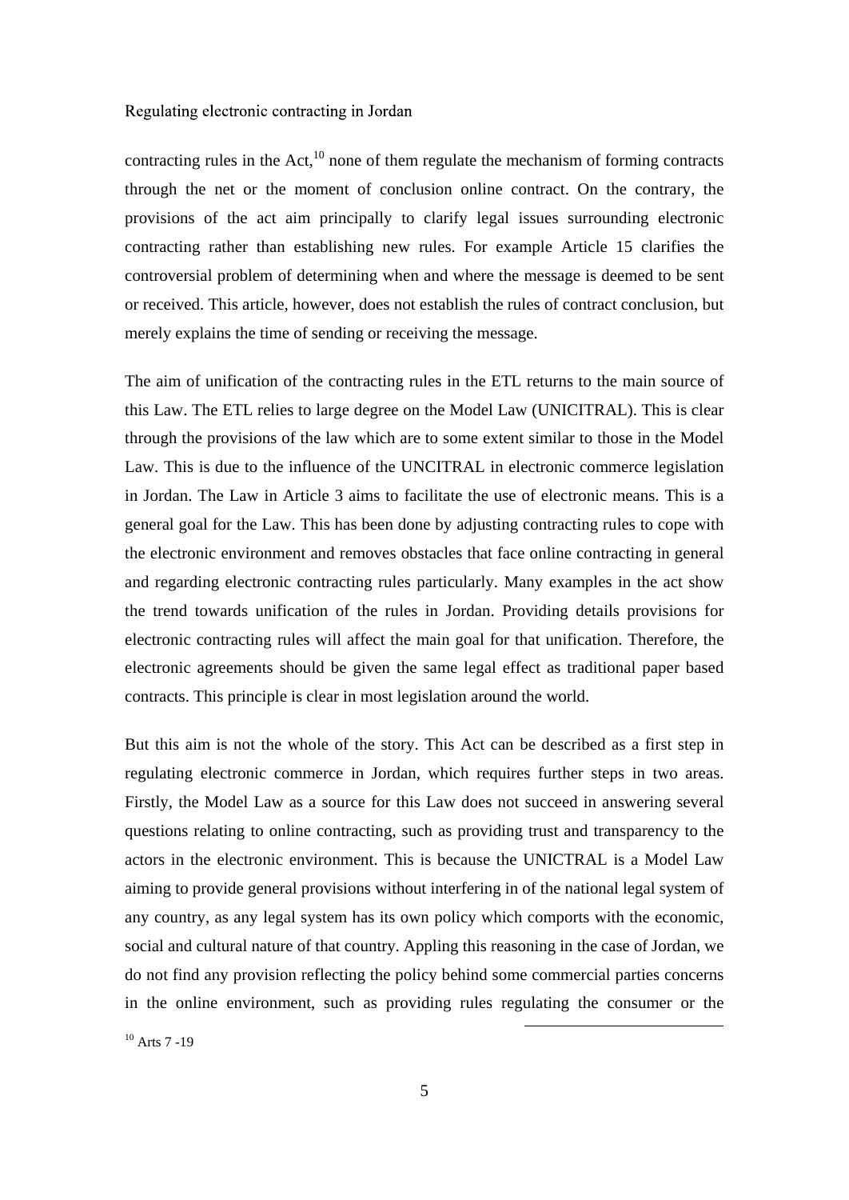contracting rules in the Act,[10] none of them regulate the mechanism of forming contracts through the net or the moment of conclusion online contract. On the contrary, the provisions of the act aim principally to clarify legal issues surrounding electronic contracting rather than establishing new rules. For example Article 15 clarifies the controversial problem of determining when and where the message is deemed to be sent or received. This article, however, does not establish the rules of contract conclusion, but merely explains the time of sending or receiving the message.

The aim of unification of the contracting rules in the ETL returns to the main source of this Law. The ETL relies to large degree on the Model Law (UNICITRAL). This is clear through the provisions of the law which are to some extent similar to those in the Model Law. This is due to the influence of the UNCITRAL in electronic commerce legislation in Jordan. The Law in Article 3 aims to facilitate the use of electronic means. This is a general goal for the Law. This has been done by adjusting contracting rules to cope with the electronic environment and removes obstacles that face online contracting in general and regarding electronic contracting rules particularly. Many examples in the act show the trend towards unification of the rules in Jordan. Providing details provisions for electronic contracting rules will affect the main goal for that unification. Therefore, the electronic agreements should be given the same legal effect as traditional paper based contracts. This principle is clear in most legislation around the world.

But this aim is not the whole of the story. This Act can be described as a first step in regulating electronic commerce in Jordan, which requires further steps in two areas. Firstly, the Model Law as a source for this Law does not succeed in answering several questions relating to online contracting, such as providing trust and transparency to the actors in the electronic environment. This is because the UNICTRAL is a Model Law aiming to provide general provisions without interfering in of the national legal system of any country, as any legal system has its own policy which comports with the economic, social and cultural nature of that country. Appling this reasoning in the case of Jordan, we do not find any provision reflecting the policy behind some commercial parties concerns in the online environment, such as providing rules regulating the consumer or the

[10] Arts 7 -19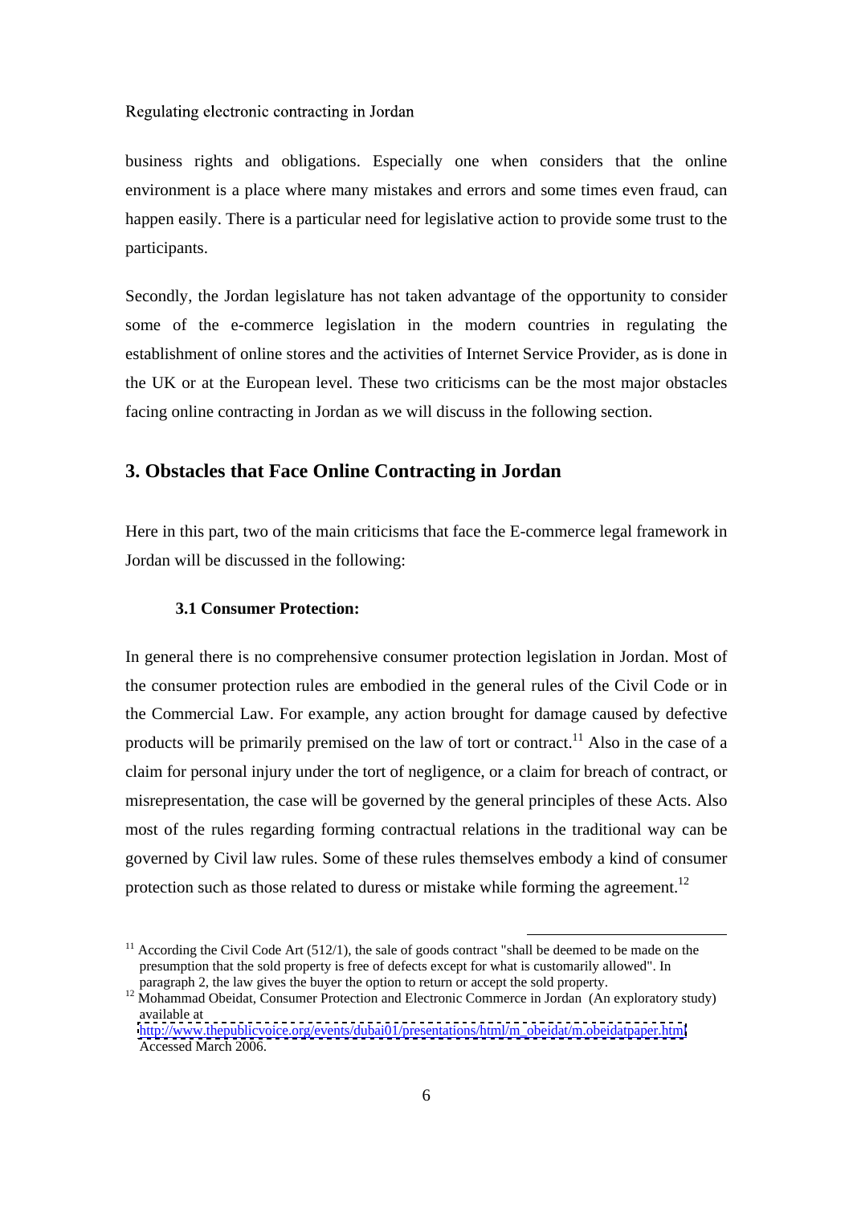business rights and obligations. Especially one when considers that the online environment is a place where many mistakes and errors and some times even fraud, can happen easily. There is a particular need for legislative action to provide some trust to the participants.

Secondly, the Jordan legislature has not taken advantage of the opportunity to consider some of the e-commerce legislation in the modern countries in regulating the establishment of online stores and the activities of Internet Service Provider, as is done in the UK or at the European level. These two criticisms can be the most major obstacles facing online contracting in Jordan as we will discuss in the following section.

## 3. Obstacles that Face Online Contracting in Jordan

Here in this part, two of the main criticisms that face the E-commerce legal framework in Jordan will be discussed in the following:

### 3.1 Consumer Protection:

In general there is no comprehensive consumer protection legislation in Jordan. Most of the consumer protection rules are embodied in the general rules of the Civil Code or in the Commercial Law. For example, any action brought for damage caused by defective products will be primarily premised on the law of tort or contract.[11] Also in the case of a claim for personal injury under the tort of negligence, or a claim for breach of contract, or misrepresentation, the case will be governed by the general principles of these Acts. Also most of the rules regarding forming contractual relations in the traditional way can be governed by Civil law rules. Some of these rules themselves embody a kind of consumer protection such as those related to duress or mistake while forming the agreement.[12]

---

[11] According the Civil Code Art (512/1), the sale of goods contract "shall be deemed to be made on the presumption that the sold property is free of defects except for what is customarily allowed". In paragraph 2, the law gives the buyer the option to return or accept the sold property.

[12] Mohammad Obeidat, Consumer Protection and Electronic Commerce in Jordan (An exploratory study) available at http://www.thepublicvoice.org/events/dubai01/presentations/html/m_obeidat/m.obeidatpaper.html Accessed March 2006.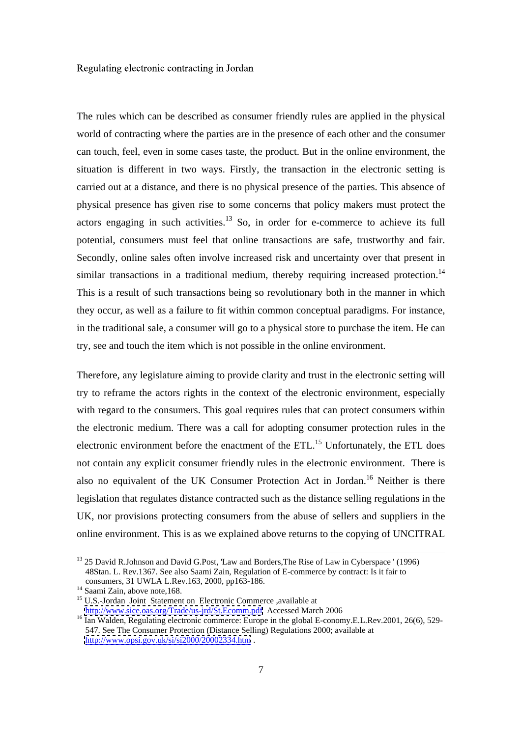The rules which can be described as consumer friendly rules are applied in the physical world of contracting where the parties are in the presence of each other and the consumer can touch, feel, even in some cases taste, the product. But in the online environment, the situation is different in two ways. Firstly, the transaction in the electronic setting is carried out at a distance, and there is no physical presence of the parties. This absence of physical presence has given rise to some concerns that policy makers must protect the actors engaging in such activities.[13] So, in order for e-commerce to achieve its full potential, consumers must feel that online transactions are safe, trustworthy and fair. Secondly, online sales often involve increased risk and uncertainty over that present in similar transactions in a traditional medium, thereby requiring increased protection.[14] This is a result of such transactions being so revolutionary both in the manner in which they occur, as well as a failure to fit within common conceptual paradigms. For instance, in the traditional sale, a consumer will go to a physical store to purchase the item. He can try, see and touch the item which is not possible in the online environment.

Therefore, any legislature aiming to provide clarity and trust in the electronic setting will try to reframe the actors rights in the context of the electronic environment, especially with regard to the consumers. This goal requires rules that can protect consumers within the electronic medium. There was a call for adopting consumer protection rules in the electronic environment before the enactment of the ETL.[15] Unfortunately, the ETL does not contain any explicit consumer friendly rules in the electronic environment. There is also no equivalent of the UK Consumer Protection Act in Jordan.[16] Neither is there legislation that regulates distance contracted such as the distance selling regulations in the UK, nor provisions protecting consumers from the abuse of sellers and suppliers in the online environment. This is as we explained above returns to the copying of UNCITRAL

---

[13] 25 David R.Johnson and David G.Post, 'Law and Borders,The Rise of Law in Cyberspace ' (1996) 48Stan. L. Rev.1367. See also Saami Zain, Regulation of E-commerce by contract: Is it fair to consumers, 31 UWLA L.Rev.163, 2000, pp163-186.

[14] Saami Zain, above note,168.

[15] U.S.-Jordan Joint Statement on Electronic Commerce ,available at http://www.sice.oas.org/Trade/us-jrd/St.Ecomm.pdf Accessed March 2006

[16] Ian Walden, Regulating electronic commerce: Europe in the global E-conomy.E.L.Rev.2001, 26(6), 529-547. See The Consumer Protection (Distance Selling) Regulations 2000; available at http://www.opsi.gov.uk/si/si2000/20002334.htm .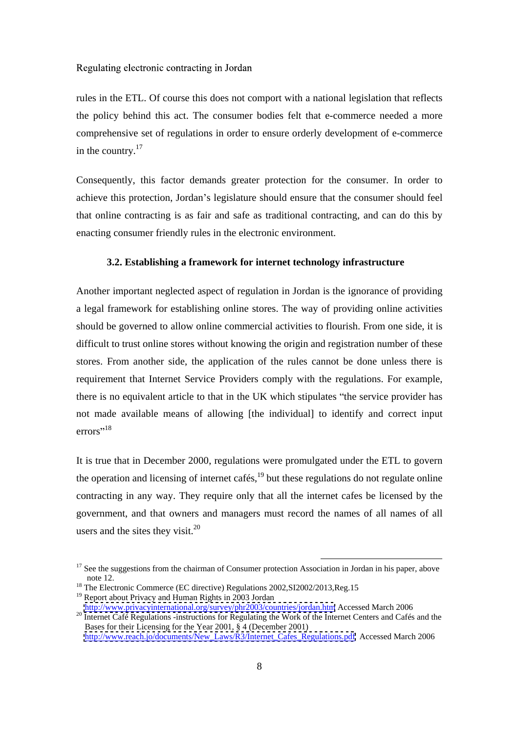rules in the ETL. Of course this does not comport with a national legislation that reflects the policy behind this act. The consumer bodies felt that e-commerce needed a more comprehensive set of regulations in order to ensure orderly development of e-commerce in the country.[17]

Consequently, this factor demands greater protection for the consumer. In order to achieve this protection, Jordan's legislature should ensure that the consumer should feel that online contracting is as fair and safe as traditional contracting, and can do this by enacting consumer friendly rules in the electronic environment.

### 3.2. Establishing a framework for internet technology infrastructure

Another important neglected aspect of regulation in Jordan is the ignorance of providing a legal framework for establishing online stores. The way of providing online activities should be governed to allow online commercial activities to flourish. From one side, it is difficult to trust online stores without knowing the origin and registration number of these stores. From another side, the application of the rules cannot be done unless there is requirement that Internet Service Providers comply with the regulations. For example, there is no equivalent article to that in the UK which stipulates "the service provider has not made available means of allowing [the individual] to identify and correct input errors"[18]

It is true that in December 2000, regulations were promulgated under the ETL to govern the operation and licensing of internet cafés,[19] but these regulations do not regulate online contracting in any way. They require only that all the internet cafes be licensed by the government, and that owners and managers must record the names of all names of all users and the sites they visit.[20]

---

[17] See the suggestions from the chairman of Consumer protection Association in Jordan in his paper, above note 12.

[18] The Electronic Commerce (EC directive) Regulations 2002,SI2002/2013,Reg.15

[19] Report about Privacy and Human Rights in 2003 Jordan http://www.privacyinternational.org/survey/phr2003/countries/jordan.htm Accessed March 2006

[20] Internet Café Regulations -instructions for Regulating the Work of the Internet Centers and Cafés and the Bases for their Licensing for the Year 2001, § 4 (December 2001) http://www.reach.jo/documents/New_Laws/R3/Internet_Cafes_Regulations.pdf Accessed March 2006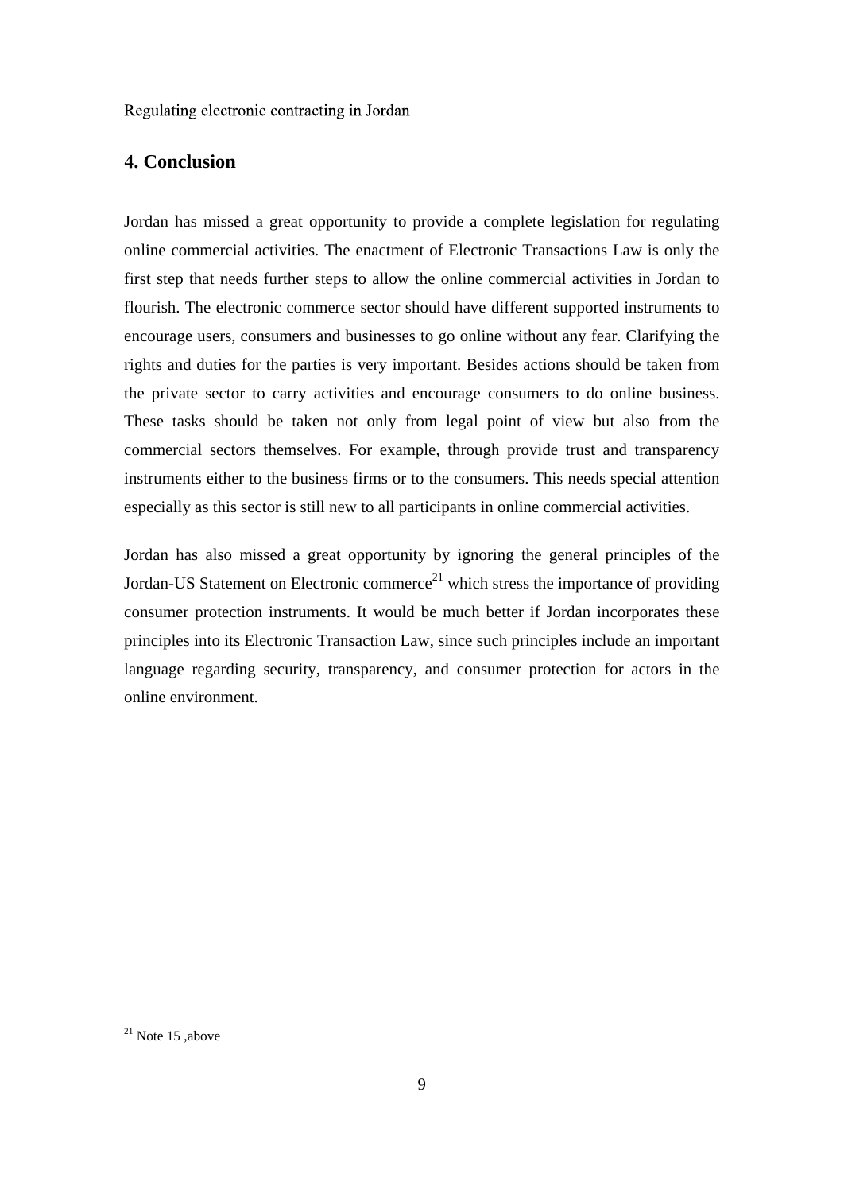## 4. Conclusion

Jordan has missed a great opportunity to provide a complete legislation for regulating online commercial activities. The enactment of Electronic Transactions Law is only the first step that needs further steps to allow the online commercial activities in Jordan to flourish. The electronic commerce sector should have different supported instruments to encourage users, consumers and businesses to go online without any fear. Clarifying the rights and duties for the parties is very important. Besides actions should be taken from the private sector to carry activities and encourage consumers to do online business. These tasks should be taken not only from legal point of view but also from the commercial sectors themselves. For example, through provide trust and transparency instruments either to the business firms or to the consumers. This needs special attention especially as this sector is still new to all participants in online commercial activities.

Jordan has also missed a great opportunity by ignoring the general principles of the Jordan-US Statement on Electronic commerce[21] which stress the importance of providing consumer protection instruments. It would be much better if Jordan incorporates these principles into its Electronic Transaction Law, since such principles include an important language regarding security, transparency, and consumer protection for actors in the online environment.

---

[21] Note 15 ,above